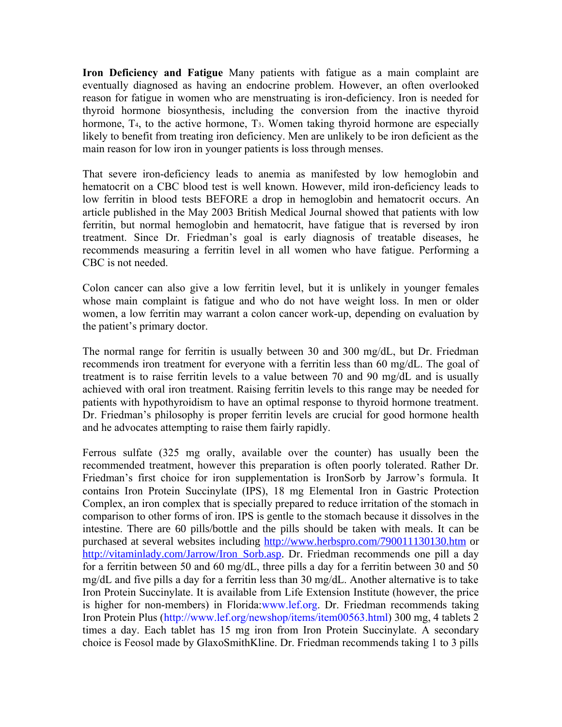**Iron Deficiency and Fatigue** Many patients with fatigue as a main complaint are eventually diagnosed as having an endocrine problem. However, an often overlooked reason for fatigue in women who are menstruating is iron-deficiency. Iron is needed for thyroid hormone biosynthesis, including the conversion from the inactive thyroid hormone, $T_4$, to the active hormone, $T_3$. Women taking thyroid hormone are especially likely to benefit from treating iron deficiency. Men are unlikely to be iron deficient as the main reason for low iron in younger patients is loss through menses.

That severe iron-deficiency leads to anemia as manifested by low hemoglobin and hematocrit on a CBC blood test is well known. However, mild iron-deficiency leads to low ferritin in blood tests BEFORE a drop in hemoglobin and hematocrit occurs. An article published in the May 2003 British Medical Journal showed that patients with low ferritin, but normal hemoglobin and hematocrit, have fatigue that is reversed by iron treatment. Since Dr. Friedman's goal is early diagnosis of treatable diseases, he recommends measuring a ferritin level in all women who have fatigue. Performing a CBC is not needed.

Colon cancer can also give a low ferritin level, but it is unlikely in younger females whose main complaint is fatigue and who do not have weight loss. In men or older women, a low ferritin may warrant a colon cancer work-up, depending on evaluation by the patient's primary doctor.

The normal range for ferritin is usually between 30 and 300 mg/dL, but Dr. Friedman recommends iron treatment for everyone with a ferritin less than 60 mg/dL. The goal of treatment is to raise ferritin levels to a value between 70 and 90 mg/dL and is usually achieved with oral iron treatment. Raising ferritin levels to this range may be needed for patients with hypothyroidism to have an optimal response to thyroid hormone treatment. Dr. Friedman's philosophy is proper ferritin levels are crucial for good hormone health and he advocates attempting to raise them fairly rapidly.

Ferrous sulfate (325 mg orally, available over the counter) has usually been the recommended treatment, however this preparation is often poorly tolerated. Rather Dr. Friedman's first choice for iron supplementation is IronSorb by Jarrow's formula. It contains Iron Protein Succinylate (IPS), 18 mg Elemental Iron in Gastric Protection Complex, an iron complex that is specially prepared to reduce irritation of the stomach in comparison to other forms of iron. IPS is gentle to the stomach because it dissolves in the intestine. There are 60 pills/bottle and the pills should be taken with meals. It can be purchased at several websites including http://www.herbspro.com/790011130130.htm or http://vitaminlady.com/Jarrow/Iron_Sorb.asp. Dr. Friedman recommends one pill a day for a ferritin between 50 and 60 mg/dL, three pills a day for a ferritin between 30 and 50 mg/dL and five pills a day for a ferritin less than 30 mg/dL. Another alternative is to take Iron Protein Succinylate. It is available from Life Extension Institute (however, the price is higher for non-members) in Florida:www.lef.org. Dr. Friedman recommends taking Iron Protein Plus (http://www.lef.org/newshop/items/item00563.html) 300 mg, 4 tablets 2 times a day. Each tablet has 15 mg iron from Iron Protein Succinylate. A secondary choice is Feosol made by GlaxoSmithKline. Dr. Friedman recommends taking 1 to 3 pills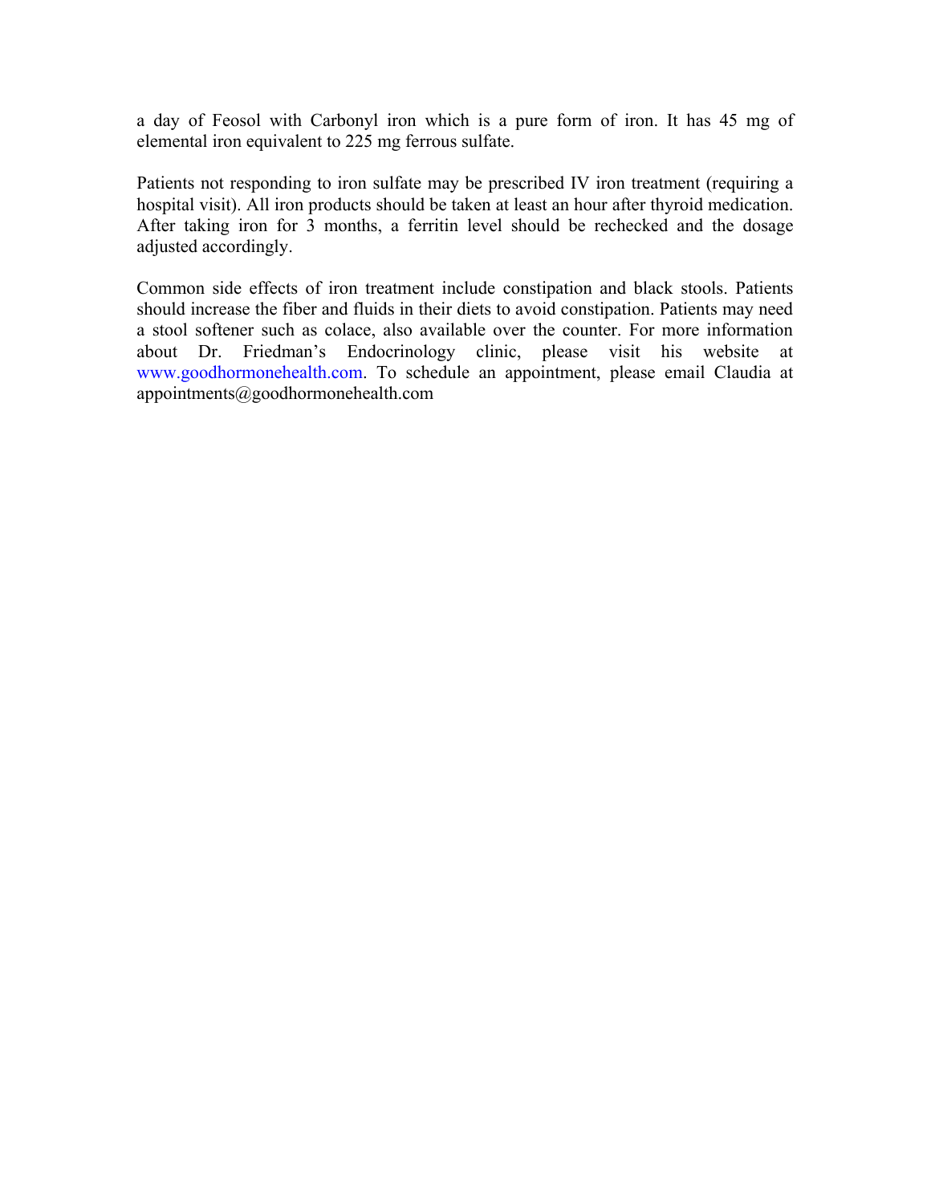a day of Feosol with Carbonyl iron which is a pure form of iron. It has 45 mg of elemental iron equivalent to 225 mg ferrous sulfate.

Patients not responding to iron sulfate may be prescribed IV iron treatment (requiring a hospital visit). All iron products should be taken at least an hour after thyroid medication. After taking iron for 3 months, a ferritin level should be rechecked and the dosage adjusted accordingly.

Common side effects of iron treatment include constipation and black stools. Patients should increase the fiber and fluids in their diets to avoid constipation. Patients may need a stool softener such as colace, also available over the counter. For more information about Dr. Friedman's Endocrinology clinic, please visit his website at www.goodhormonehealth.com. To schedule an appointment, please email Claudia at appointments@goodhormonehealth.com